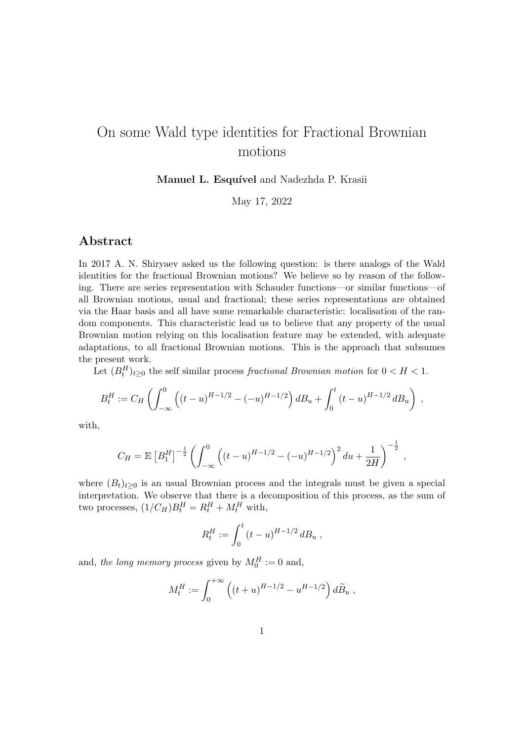# On some Wald type identities for Fractional Brownian motions

**Manuel L. Esquível** and Nadezhda P. Krasii

May 17, 2022

## Abstract

In 2017 A. N. Shiryaev asked us the following question: is there analogs of the Wald identities for the fractional Brownian motions? We believe so by reason of the following. There are series representation with Schauder functions—or similar functions—of all Brownian motions, usual and fractional; these series representations are obtained via the Haar basis and all have some remarkable characteristic: localisation of the random components. This characteristic lead us to believe that any property of the usual Brownian motion relying on this localisation feature may be extended, with adequate adaptations, to all fractional Brownian motions. This is the approach that subsumes the present work.

Let $(B_t^H)_{t\geq 0}$ the self similar process *fractional Brownian motion* for $0 < H < 1$.

$$
B_t^H := C_H \left( \int_{-\infty}^{0} \left( (t-u)^{H-1/2} - (-u)^{H-1/2} \right) dB_u + \int_0^t (t-u)^{H-1/2} \, dB_u \right) ,
$$

with,

$$
C_H = \mathbb{E}\left[B_1^H\right]^{-\frac{1}{2}} \left( \int_{-\infty}^{0} \left( (t-u)^{H-1/2} - (-u)^{H-1/2} \right)^2 du + \frac{1}{2H} \right)^{-\frac{1}{2}} ,
$$

where $(B_t)_{t\geq 0}$ is an usual Brownian process and the integrals must be given a special interpretation. We observe that there is a decomposition of this process, as the sum of two processes, $(1/C_H)B_t^H = R_t^H + M_t^H$ with,

$$
R_t^H := \int_0^t (t-u)^{H-1/2} \, dB_u ,
$$

and, *the long memory process* given by $M_0^H := 0$ and,

$$
M_t^H := \int_0^{+\infty} \left( (t+u)^{H-1/2} - u^{H-1/2} \right) d\widetilde{B}_u ,
$$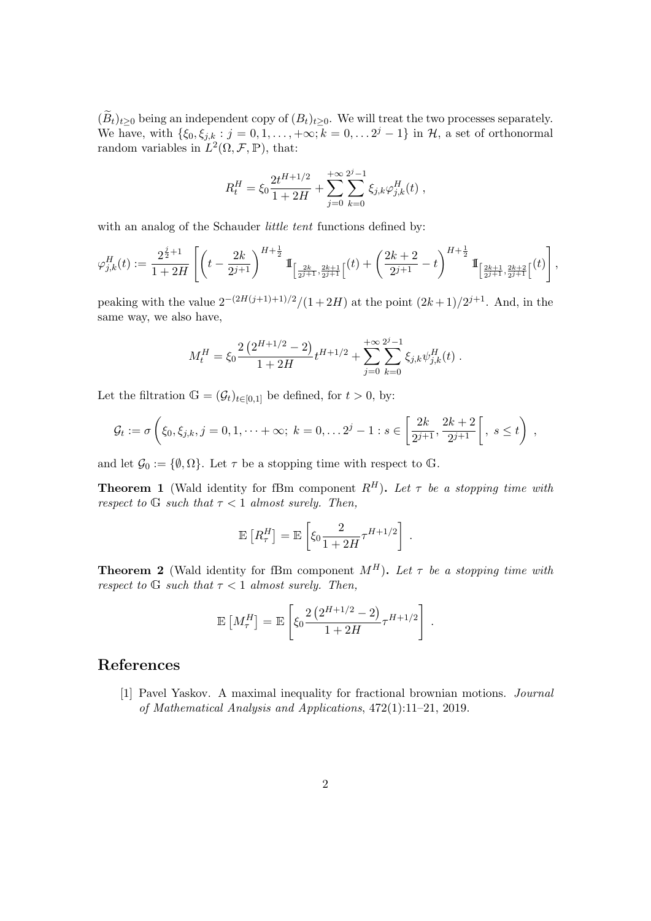$(\widetilde{B}_t)_{t\geq 0}$ being an independent copy of $(B_t)_{t\geq 0}$. We will treat the two processes separately. We have, with $\{\xi_0, \xi_{j,k} : j = 0, 1, \ldots, +\infty; k = 0, \ldots 2^j - 1\}$ in $\mathcal{H}$, a set of orthonormal random variables in $L^2(\Omega, \mathcal{F}, \mathbb{P})$, that:

$$
R_t^H = \xi_0 \frac{2t^{H+1/2}}{1+2H} + \sum_{j=0}^{+\infty} \sum_{k=0}^{2^j-1} \xi_{j,k} \varphi_{j,k}^H(t) \ ,
$$

with an analog of the Schauder *little tent* functions defined by:

$$
\varphi_{j,k}^H(t) := \frac{2^{\frac{j}{2}+1}}{1+2H} \left[ \left( t - \frac{2k}{2^{j+1}} \right)^{H+\frac{1}{2}} \mathbb{1}_{\left[\frac{2k}{2^{j+1}}, \frac{2k+1}{2^{j+1}}\right[}(t) + \left( \frac{2k+2}{2^{j+1}} - t \right)^{H+\frac{1}{2}} \mathbb{1}_{\left[\frac{2k+1}{2^{j+1}}, \frac{2k+2}{2^{j+1}}\right[}(t) \right],
$$

peaking with the value $2^{-(2H(j+1)+1)/2}/(1+2H)$ at the point $(2k+1)/2^{j+1}$. And, in the same way, we also have,

$$
M_t^H = \xi_0 \frac{2\left(2^{H+1/2} - 2\right)}{1+2H} t^{H+1/2} + \sum_{j=0}^{+\infty} \sum_{k=0}^{2^j-1} \xi_{j,k} \psi_{j,k}^H(t) \ .
$$

Let the filtration $\mathbb{G} = (\mathcal{G}_t)_{t\in[0,1]}$ be defined, for $t > 0$, by:

$$
\mathcal{G}_t := \sigma \left( \xi_0, \xi_{j,k}, j = 0, 1, \cdots + \infty; \ k = 0, \ldots 2^j - 1 : s \in \left[ \frac{2k}{2^{j+1}}, \frac{2k+2}{2^{j+1}} \right[, \ s \leq t \right) \ ,
$$

and let $\mathcal{G}_0 := \{\emptyset, \Omega\}$. Let $\tau$ be a stopping time with respect to $\mathbb{G}$.

**Theorem 1** (Wald identity for fBm component $R^H$)**.** *Let $\tau$ be a stopping time with respect to $\mathbb{G}$ such that $\tau < 1$ almost surely. Then,*

$$
\mathbb{E}\left[R_\tau^H\right] = \mathbb{E}\left[\xi_0 \frac{2}{1+2H} \tau^{H+1/2}\right] \ .
$$

**Theorem 2** (Wald identity for fBm component $M^H$)**.** *Let $\tau$ be a stopping time with respect to $\mathbb{G}$ such that $\tau < 1$ almost surely. Then,*

$$
\mathbb{E}\left[M_\tau^H\right] = \mathbb{E}\left[\xi_0 \frac{2\left(2^{H+1/2} - 2\right)}{1+2H} \tau^{H+1/2}\right] \ .
$$

## References

[1] Pavel Yaskov. A maximal inequality for fractional brownian motions. *Journal of Mathematical Analysis and Applications*, 472(1):11–21, 2019.